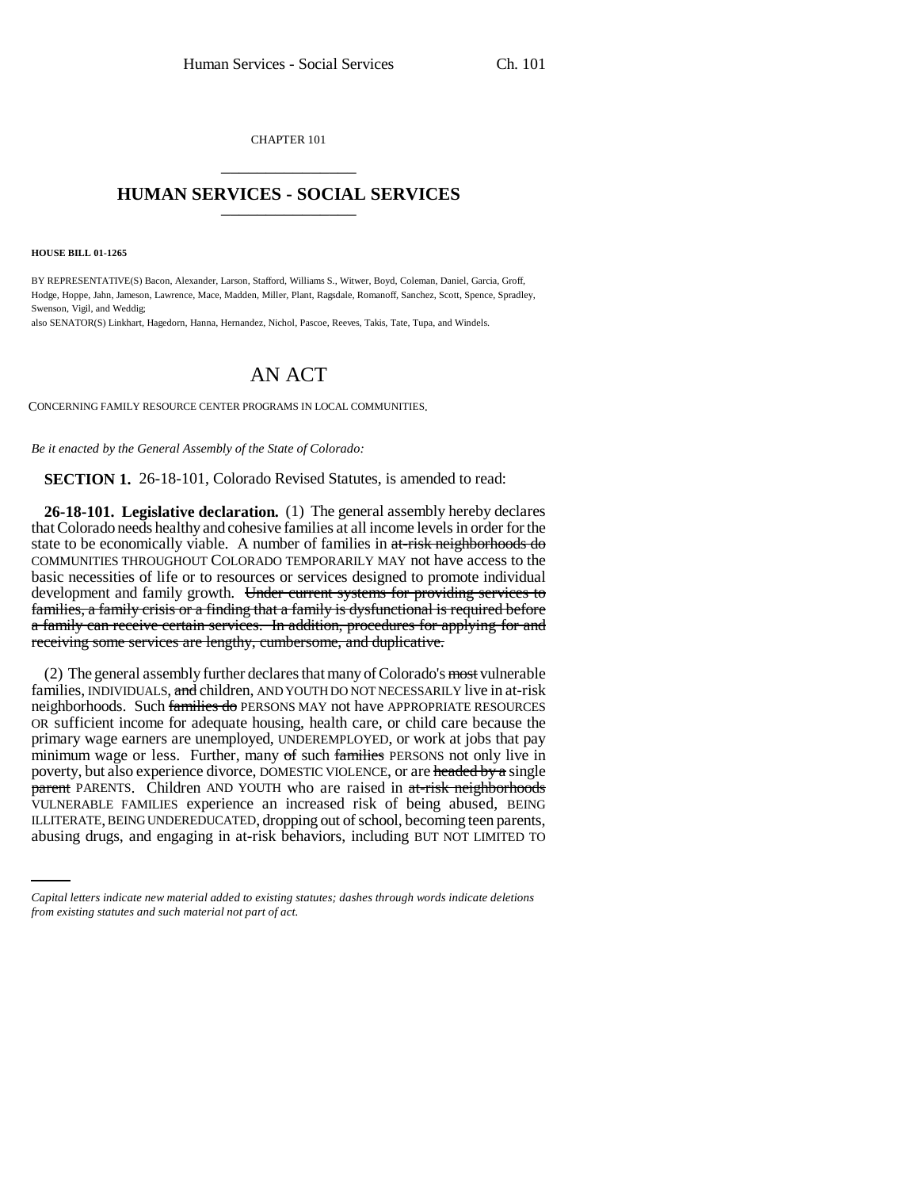CHAPTER 101

# HUMAN SERVICES - SOCIAL SERVICES

**HOUSE BILL 01-1265**

BY REPRESENTATIVE(S) Bacon, Alexander, Larson, Stafford, Williams S., Witwer, Boyd, Coleman, Daniel, Garcia, Groff, Hodge, Hoppe, Jahn, Jameson, Lawrence, Mace, Madden, Miller, Plant, Ragsdale, Romanoff, Sanchez, Scott, Spence, Spradley, Swenson, Vigil, and Weddig;
also SENATOR(S) Linkhart, Hagedorn, Hanna, Hernandez, Nichol, Pascoe, Reeves, Takis, Tate, Tupa, and Windels.

# AN ACT

CONCERNING FAMILY RESOURCE CENTER PROGRAMS IN LOCAL COMMUNITIES.

*Be it enacted by the General Assembly of the State of Colorado:*

**SECTION 1.** 26-18-101, Colorado Revised Statutes, is amended to read:

**26-18-101. Legislative declaration.** (1) The general assembly hereby declares that Colorado needs healthy and cohesive families at all income levels in order for the state to be economically viable. A number of families in ~~at-risk neighborhoods do~~ COMMUNITIES THROUGHOUT COLORADO TEMPORARILY MAY not have access to the basic necessities of life or to resources or services designed to promote individual development and family growth. ~~Under current systems for providing services to families, a family crisis or a finding that a family is dysfunctional is required before a family can receive certain services. In addition, procedures for applying for and receiving some services are lengthy, cumbersome, and duplicative.~~

(2) The general assembly further declares that many of Colorado's ~~most~~ vulnerable families, INDIVIDUALS, ~~and~~ children, AND YOUTH DO NOT NECESSARILY live in at-risk neighborhoods. Such ~~families do~~ PERSONS MAY not have APPROPRIATE RESOURCES OR sufficient income for adequate housing, health care, or child care because the primary wage earners are unemployed, UNDEREMPLOYED, or work at jobs that pay minimum wage or less. Further, many ~~of~~ such ~~families~~ PERSONS not only live in poverty, but also experience divorce, DOMESTIC VIOLENCE, or are ~~headed by a~~ single ~~parent~~ PARENTS. Children AND YOUTH who are raised in ~~at-risk neighborhoods~~ VULNERABLE FAMILIES experience an increased risk of being abused, BEING ILLITERATE, BEING UNDEREDUCATED, dropping out of school, becoming teen parents, abusing drugs, and engaging in at-risk behaviors, including BUT NOT LIMITED TO

*Capital letters indicate new material added to existing statutes; dashes through words indicate deletions from existing statutes and such material not part of act.*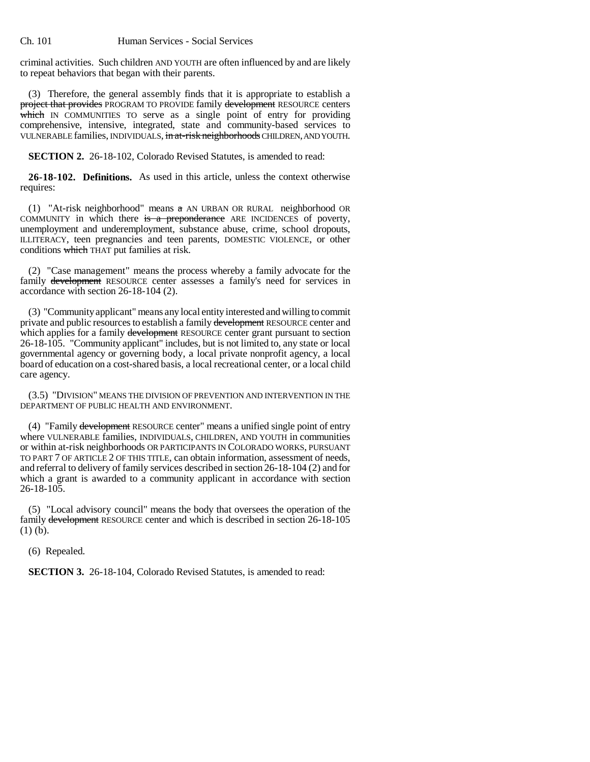criminal activities. Such children AND YOUTH are often influenced by and are likely to repeat behaviors that began with their parents.

(3) Therefore, the general assembly finds that it is appropriate to establish a ~~project that provides~~ PROGRAM TO PROVIDE family ~~development~~ RESOURCE centers ~~which~~ IN COMMUNITIES TO serve as a single point of entry for providing comprehensive, intensive, integrated, state and community-based services to VULNERABLE families, INDIVIDUALS, ~~in at-risk neighborhoods~~ CHILDREN, AND YOUTH.

**SECTION 2.** 26-18-102, Colorado Revised Statutes, is amended to read:

**26-18-102. Definitions.** As used in this article, unless the context otherwise requires:

(1) "At-risk neighborhood" means ~~a~~ AN URBAN OR RURAL neighborhood OR COMMUNITY in which there ~~is a preponderance~~ ARE INCIDENCES of poverty, unemployment and underemployment, substance abuse, crime, school dropouts, ILLITERACY, teen pregnancies and teen parents, DOMESTIC VIOLENCE, or other conditions ~~which~~ THAT put families at risk.

(2) "Case management" means the process whereby a family advocate for the family ~~development~~ RESOURCE center assesses a family's need for services in accordance with section 26-18-104 (2).

(3) "Community applicant" means any local entity interested and willing to commit private and public resources to establish a family ~~development~~ RESOURCE center and which applies for a family ~~development~~ RESOURCE center grant pursuant to section 26-18-105. "Community applicant" includes, but is not limited to, any state or local governmental agency or governing body, a local private nonprofit agency, a local board of education on a cost-shared basis, a local recreational center, or a local child care agency.

(3.5) "DIVISION" MEANS THE DIVISION OF PREVENTION AND INTERVENTION IN THE DEPARTMENT OF PUBLIC HEALTH AND ENVIRONMENT.

(4) "Family ~~development~~ RESOURCE center" means a unified single point of entry where VULNERABLE families, INDIVIDUALS, CHILDREN, AND YOUTH in communities or within at-risk neighborhoods OR PARTICIPANTS IN COLORADO WORKS, PURSUANT TO PART 7 OF ARTICLE 2 OF THIS TITLE, can obtain information, assessment of needs, and referral to delivery of family services described in section 26-18-104 (2) and for which a grant is awarded to a community applicant in accordance with section 26-18-105.

(5) "Local advisory council" means the body that oversees the operation of the family ~~development~~ RESOURCE center and which is described in section 26-18-105 (1) (b).

(6) Repealed.

**SECTION 3.** 26-18-104, Colorado Revised Statutes, is amended to read: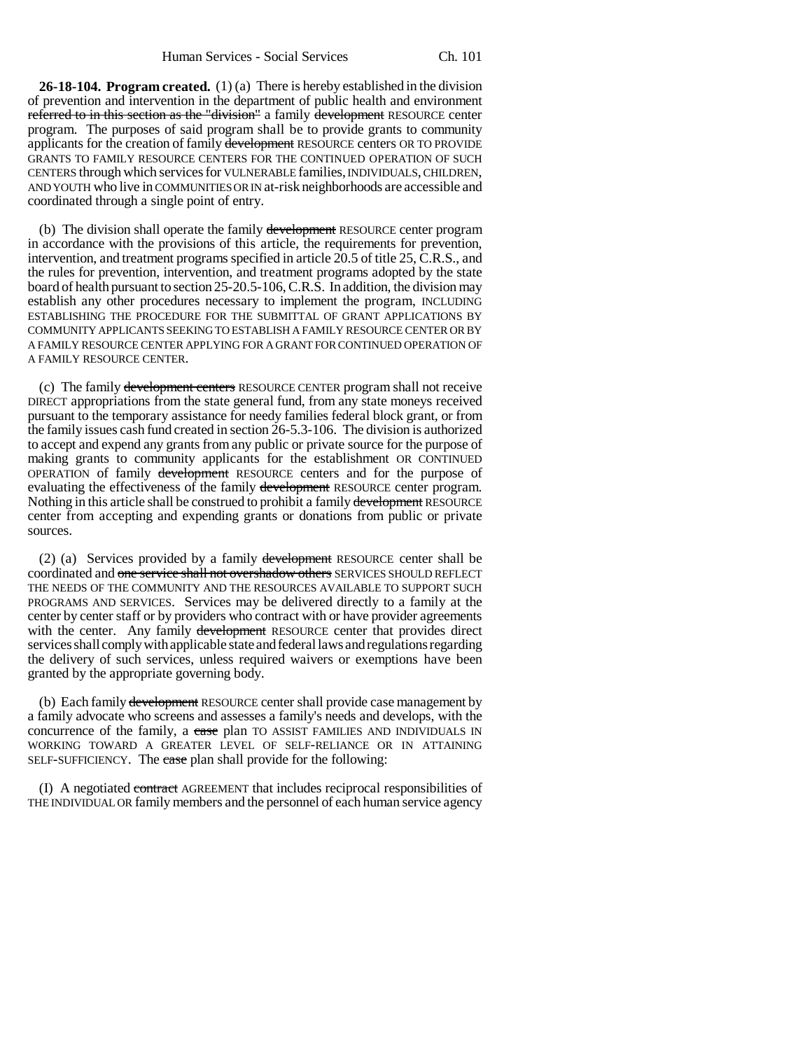**26-18-104. Program created.** (1) (a) There is hereby established in the division of prevention and intervention in the department of public health and environment ~~referred to in this section as the "division"~~ a family ~~development~~ RESOURCE center program. The purposes of said program shall be to provide grants to community applicants for the creation of family ~~development~~ RESOURCE centers OR TO PROVIDE GRANTS TO FAMILY RESOURCE CENTERS FOR THE CONTINUED OPERATION OF SUCH CENTERS through which services for VULNERABLE families, INDIVIDUALS, CHILDREN, AND YOUTH who live in COMMUNITIES OR IN at-risk neighborhoods are accessible and coordinated through a single point of entry.

(b) The division shall operate the family ~~development~~ RESOURCE center program in accordance with the provisions of this article, the requirements for prevention, intervention, and treatment programs specified in article 20.5 of title 25, C.R.S., and the rules for prevention, intervention, and treatment programs adopted by the state board of health pursuant to section 25-20.5-106, C.R.S. In addition, the division may establish any other procedures necessary to implement the program, INCLUDING ESTABLISHING THE PROCEDURE FOR THE SUBMITTAL OF GRANT APPLICATIONS BY COMMUNITY APPLICANTS SEEKING TO ESTABLISH A FAMILY RESOURCE CENTER OR BY A FAMILY RESOURCE CENTER APPLYING FOR A GRANT FOR CONTINUED OPERATION OF A FAMILY RESOURCE CENTER.

(c) The family ~~development centers~~ RESOURCE CENTER program shall not receive DIRECT appropriations from the state general fund, from any state moneys received pursuant to the temporary assistance for needy families federal block grant, or from the family issues cash fund created in section 26-5.3-106. The division is authorized to accept and expend any grants from any public or private source for the purpose of making grants to community applicants for the establishment OR CONTINUED OPERATION of family ~~development~~ RESOURCE centers and for the purpose of evaluating the effectiveness of the family ~~development~~ RESOURCE center program. Nothing in this article shall be construed to prohibit a family ~~development~~ RESOURCE center from accepting and expending grants or donations from public or private sources.

(2) (a) Services provided by a family ~~development~~ RESOURCE center shall be coordinated and ~~one service shall not overshadow others~~ SERVICES SHOULD REFLECT THE NEEDS OF THE COMMUNITY AND THE RESOURCES AVAILABLE TO SUPPORT SUCH PROGRAMS AND SERVICES. Services may be delivered directly to a family at the center by center staff or by providers who contract with or have provider agreements with the center. Any family ~~development~~ RESOURCE center that provides direct services shall comply with applicable state and federal laws and regulations regarding the delivery of such services, unless required waivers or exemptions have been granted by the appropriate governing body.

(b) Each family ~~development~~ RESOURCE center shall provide case management by a family advocate who screens and assesses a family's needs and develops, with the concurrence of the family, a ~~case~~ plan TO ASSIST FAMILIES AND INDIVIDUALS IN WORKING TOWARD A GREATER LEVEL OF SELF-RELIANCE OR IN ATTAINING SELF-SUFFICIENCY. The ~~case~~ plan shall provide for the following:

(I) A negotiated ~~contract~~ AGREEMENT that includes reciprocal responsibilities of THE INDIVIDUAL OR family members and the personnel of each human service agency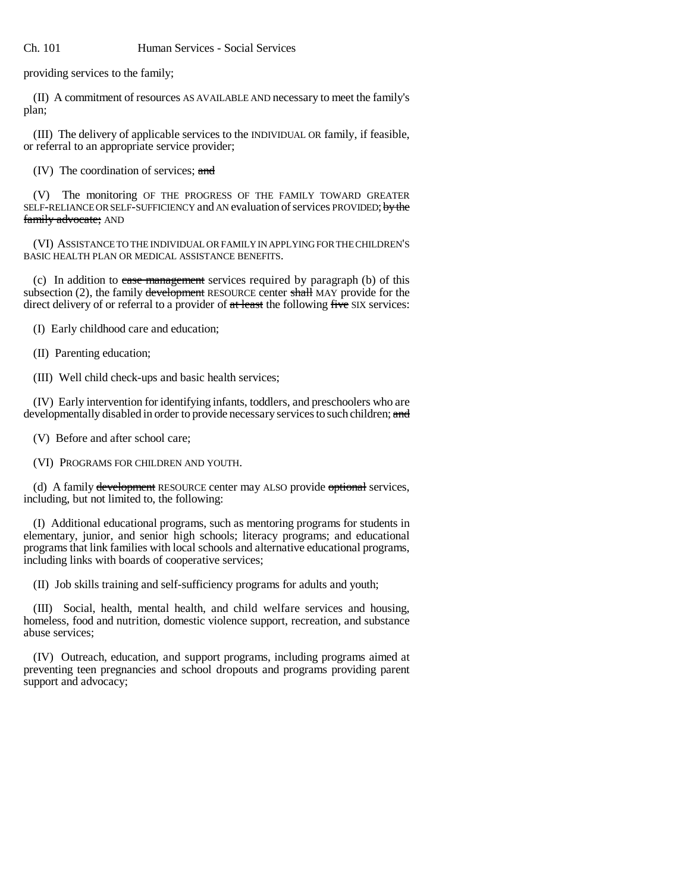providing services to the family;

(II) A commitment of resources AS AVAILABLE AND necessary to meet the family's plan;

(III) The delivery of applicable services to the INDIVIDUAL OR family, if feasible, or referral to an appropriate service provider;

(IV) The coordination of services; ~~and~~

(V) The monitoring OF THE PROGRESS OF THE FAMILY TOWARD GREATER SELF-RELIANCE OR SELF-SUFFICIENCY and AN evaluation of services PROVIDED; ~~by the family advocate;~~ AND

(VI) ASSISTANCE TO THE INDIVIDUAL OR FAMILY IN APPLYING FOR THE CHILDREN'S BASIC HEALTH PLAN OR MEDICAL ASSISTANCE BENEFITS.

(c) In addition to ~~case management~~ services required by paragraph (b) of this subsection (2), the family ~~development~~ RESOURCE center ~~shall~~ MAY provide for the direct delivery of or referral to a provider of ~~at least~~ the following ~~five~~ SIX services:

(I) Early childhood care and education;

(II) Parenting education;

(III) Well child check-ups and basic health services;

(IV) Early intervention for identifying infants, toddlers, and preschoolers who are developmentally disabled in order to provide necessary services to such children; ~~and~~

(V) Before and after school care;

(VI) PROGRAMS FOR CHILDREN AND YOUTH.

(d) A family ~~development~~ RESOURCE center may ALSO provide ~~optional~~ services, including, but not limited to, the following:

(I) Additional educational programs, such as mentoring programs for students in elementary, junior, and senior high schools; literacy programs; and educational programs that link families with local schools and alternative educational programs, including links with boards of cooperative services;

(II) Job skills training and self-sufficiency programs for adults and youth;

(III) Social, health, mental health, and child welfare services and housing, homeless, food and nutrition, domestic violence support, recreation, and substance abuse services;

(IV) Outreach, education, and support programs, including programs aimed at preventing teen pregnancies and school dropouts and programs providing parent support and advocacy;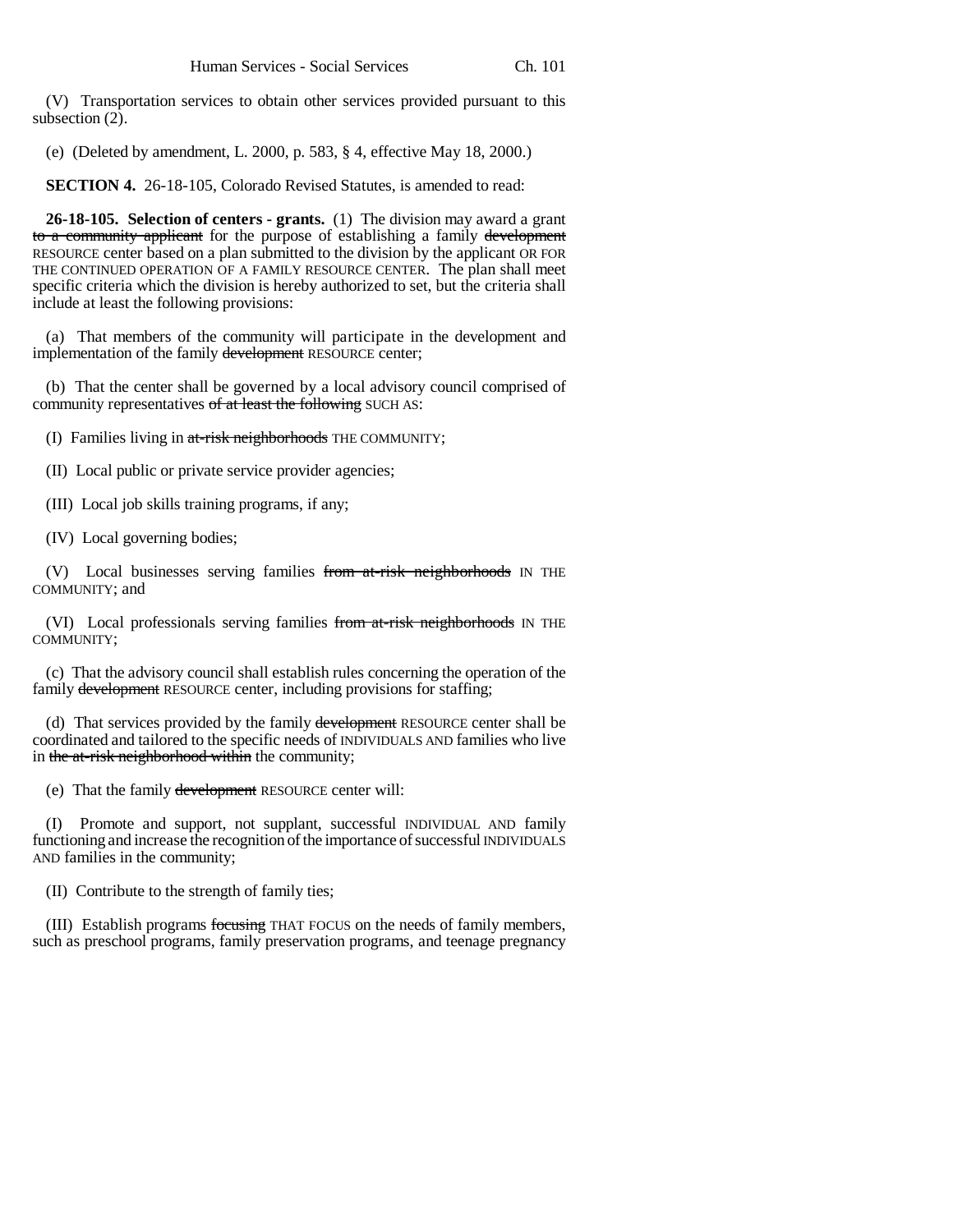(V) Transportation services to obtain other services provided pursuant to this subsection (2).

(e) (Deleted by amendment, L. 2000, p. 583, § 4, effective May 18, 2000.)

**SECTION 4.** 26-18-105, Colorado Revised Statutes, is amended to read:

**26-18-105. Selection of centers - grants.** (1) The division may award a grant ~~to a community applicant~~ for the purpose of establishing a family ~~development~~ RESOURCE center based on a plan submitted to the division by the applicant OR FOR THE CONTINUED OPERATION OF A FAMILY RESOURCE CENTER. The plan shall meet specific criteria which the division is hereby authorized to set, but the criteria shall include at least the following provisions:

(a) That members of the community will participate in the development and implementation of the family ~~development~~ RESOURCE center;

(b) That the center shall be governed by a local advisory council comprised of community representatives ~~of at least the following~~ SUCH AS:

(I) Families living in ~~at-risk neighborhoods~~ THE COMMUNITY;

(II) Local public or private service provider agencies;

(III) Local job skills training programs, if any;

(IV) Local governing bodies;

(V) Local businesses serving families ~~from at-risk neighborhoods~~ IN THE COMMUNITY; and

(VI) Local professionals serving families ~~from at-risk neighborhoods~~ IN THE COMMUNITY;

(c) That the advisory council shall establish rules concerning the operation of the family ~~development~~ RESOURCE center, including provisions for staffing;

(d) That services provided by the family ~~development~~ RESOURCE center shall be coordinated and tailored to the specific needs of INDIVIDUALS AND families who live in ~~the at-risk neighborhood within~~ the community;

(e) That the family ~~development~~ RESOURCE center will:

(I) Promote and support, not supplant, successful INDIVIDUAL AND family functioning and increase the recognition of the importance of successful INDIVIDUALS AND families in the community;

(II) Contribute to the strength of family ties;

(III) Establish programs ~~focusing~~ THAT FOCUS on the needs of family members, such as preschool programs, family preservation programs, and teenage pregnancy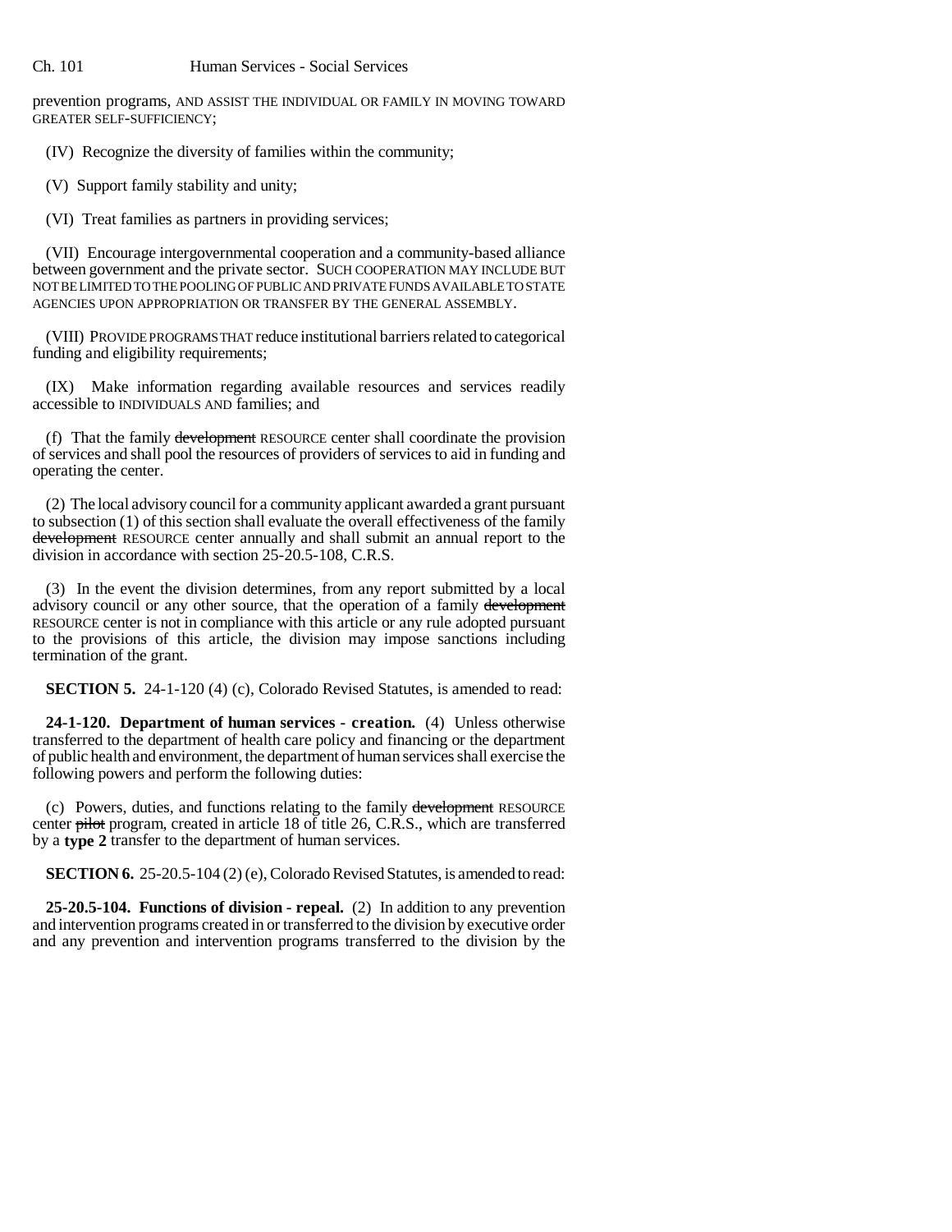prevention programs, AND ASSIST THE INDIVIDUAL OR FAMILY IN MOVING TOWARD GREATER SELF-SUFFICIENCY;

(IV) Recognize the diversity of families within the community;

(V) Support family stability and unity;

(VI) Treat families as partners in providing services;

(VII) Encourage intergovernmental cooperation and a community-based alliance between government and the private sector. SUCH COOPERATION MAY INCLUDE BUT NOT BE LIMITED TO THE POOLING OF PUBLIC AND PRIVATE FUNDS AVAILABLE TO STATE AGENCIES UPON APPROPRIATION OR TRANSFER BY THE GENERAL ASSEMBLY.

(VIII) PROVIDE PROGRAMS THAT reduce institutional barriers related to categorical funding and eligibility requirements;

(IX) Make information regarding available resources and services readily accessible to INDIVIDUALS AND families; and

(f) That the family ~~development~~ RESOURCE center shall coordinate the provision of services and shall pool the resources of providers of services to aid in funding and operating the center.

(2) The local advisory council for a community applicant awarded a grant pursuant to subsection (1) of this section shall evaluate the overall effectiveness of the family ~~development~~ RESOURCE center annually and shall submit an annual report to the division in accordance with section 25-20.5-108, C.R.S.

(3) In the event the division determines, from any report submitted by a local advisory council or any other source, that the operation of a family ~~development~~ RESOURCE center is not in compliance with this article or any rule adopted pursuant to the provisions of this article, the division may impose sanctions including termination of the grant.

**SECTION 5.** 24-1-120 (4) (c), Colorado Revised Statutes, is amended to read:

**24-1-120. Department of human services - creation.** (4) Unless otherwise transferred to the department of health care policy and financing or the department of public health and environment, the department of human services shall exercise the following powers and perform the following duties:

(c) Powers, duties, and functions relating to the family ~~development~~ RESOURCE center ~~pilot~~ program, created in article 18 of title 26, C.R.S., which are transferred by a **type 2** transfer to the department of human services.

**SECTION 6.** 25-20.5-104 (2) (e), Colorado Revised Statutes, is amended to read:

**25-20.5-104. Functions of division - repeal.** (2) In addition to any prevention and intervention programs created in or transferred to the division by executive order and any prevention and intervention programs transferred to the division by the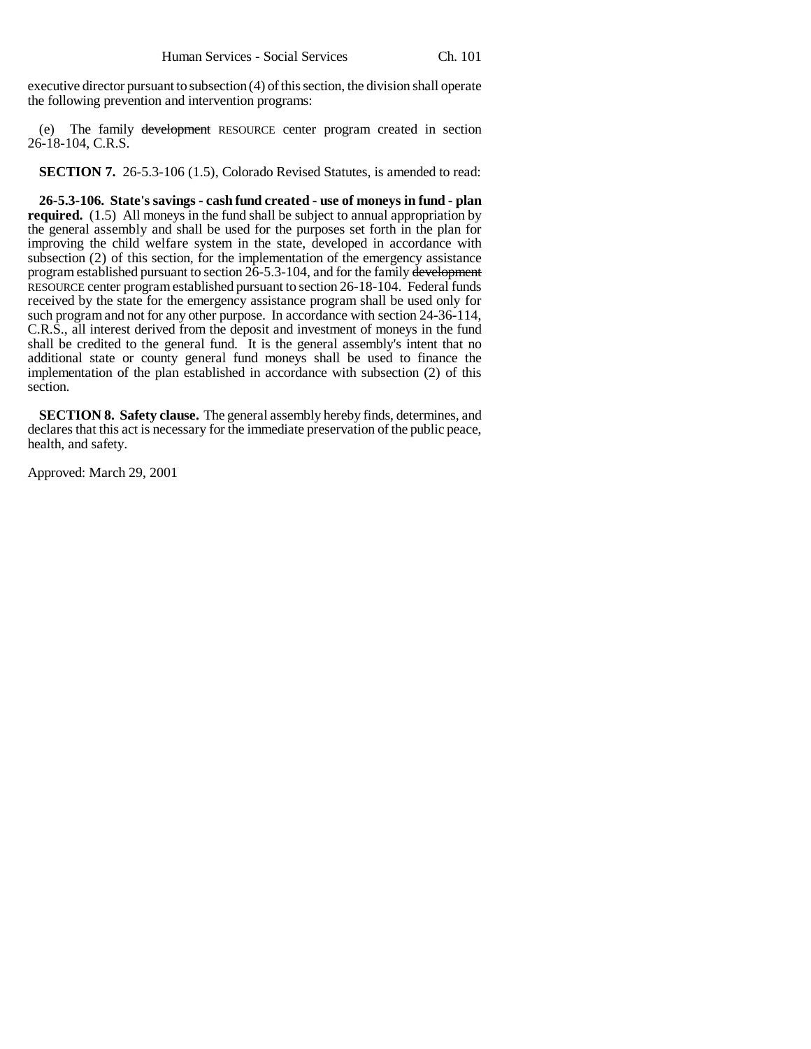executive director pursuant to subsection (4) of this section, the division shall operate the following prevention and intervention programs:

(e) The family ~~development~~ RESOURCE center program created in section 26-18-104, C.R.S.

**SECTION 7.** 26-5.3-106 (1.5), Colorado Revised Statutes, is amended to read:

**26-5.3-106. State's savings - cash fund created - use of moneys in fund - plan required.** (1.5) All moneys in the fund shall be subject to annual appropriation by the general assembly and shall be used for the purposes set forth in the plan for improving the child welfare system in the state, developed in accordance with subsection (2) of this section, for the implementation of the emergency assistance program established pursuant to section 26-5.3-104, and for the family ~~development~~ RESOURCE center program established pursuant to section 26-18-104. Federal funds received by the state for the emergency assistance program shall be used only for such program and not for any other purpose. In accordance with section 24-36-114, C.R.S., all interest derived from the deposit and investment of moneys in the fund shall be credited to the general fund. It is the general assembly's intent that no additional state or county general fund moneys shall be used to finance the implementation of the plan established in accordance with subsection (2) of this section.

**SECTION 8. Safety clause.** The general assembly hereby finds, determines, and declares that this act is necessary for the immediate preservation of the public peace, health, and safety.

Approved: March 29, 2001